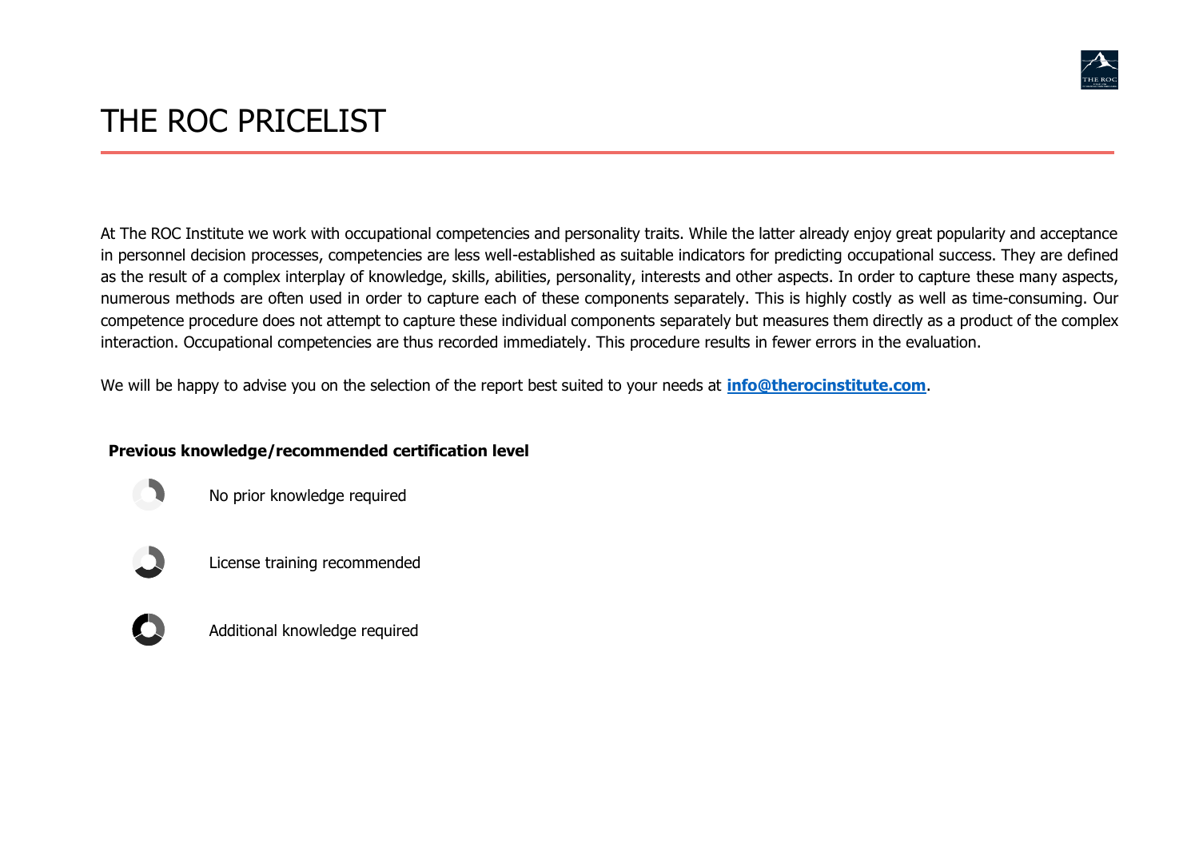# THE ROC PRICELIST

At The ROC Institute we work with occupational competencies and personality traits. While the latter already enjoy great popularity and acceptance in personnel decision processes, competencies are less well-established as suitable indicators for predicting occupational success. They are defined as the result of a complex interplay of knowledge, skills, abilities, personality, interests and other aspects. In order to capture these many aspects, numerous methods are often used in order to capture each of these components separately. This is highly costly as well as time-consuming. Our competence procedure does not attempt to capture these individual components separately but measures them directly as a product of the complex interaction. Occupational competencies are thus recorded immediately. This procedure results in fewer errors in the evaluation.

We will be happy to advise you on the selection of the report best suited to your needs at **info@therocinstitute.com**.

**Previous knowledge/recommended certification level**

- No prior knowledge required
- License training recommended
- Additional knowledge required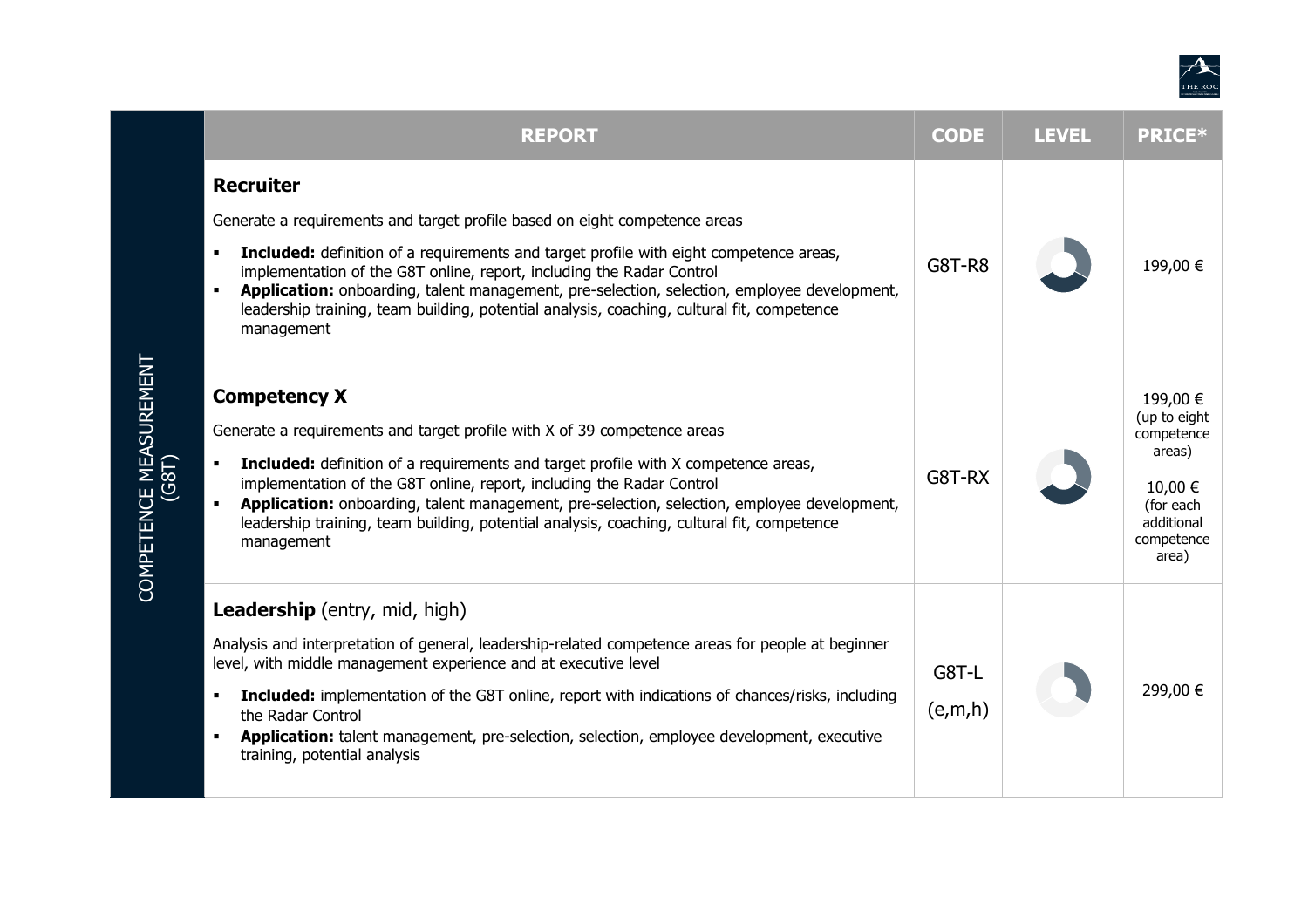| COMPETENCE MEASUREMENT (G8T) | REPORT | CODE | LEVEL | PRICE* |
|---|---|---|---|---|
| | **Recruiter**<br><br>Generate a requirements and target profile based on eight competence areas<br><br>▪ **Included:** definition of a requirements and target profile with eight competence areas, implementation of the G8T online, report, including the Radar Control<br>▪ **Application:** onboarding, talent management, pre-selection, selection, employee development, leadership training, team building, potential analysis, coaching, cultural fit, competence management | G8T-R8 | | 199,00 € |
| | **Competency X**<br><br>Generate a requirements and target profile with X of 39 competence areas<br><br>▪ **Included:** definition of a requirements and target profile with X competence areas, implementation of the G8T online, report, including the Radar Control<br>▪ **Application:** onboarding, talent management, pre-selection, selection, employee development, leadership training, team building, potential analysis, coaching, cultural fit, competence management | G8T-RX | | 199,00 € (up to eight competence areas)<br><br>10,00 € (for each additional competence area) |
| | **Leadership** (entry, mid, high)<br><br>Analysis and interpretation of general, leadership-related competence areas for people at beginner level, with middle management experience and at executive level<br><br>▪ **Included:** implementation of the G8T online, report with indications of chances/risks, including the Radar Control<br>▪ **Application:** talent management, pre-selection, selection, employee development, executive training, potential analysis | G8T-L (e,m,h) | | 299,00 € |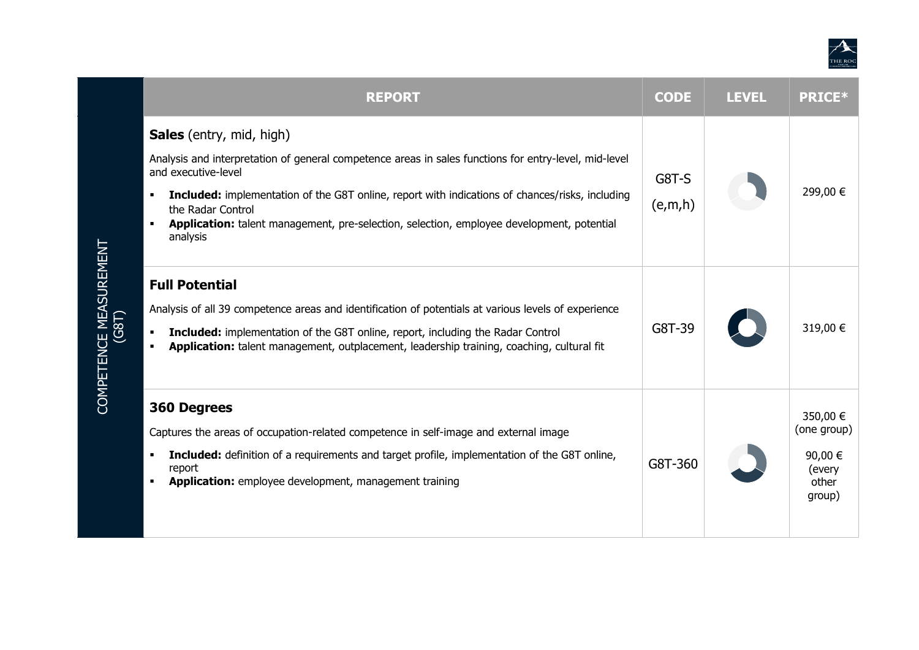## COMPETENCE MEASUREMENT (G8T)

| REPORT | CODE | LEVEL | PRICE* |
|---|---|---|---|
| **Sales** (entry, mid, high)<br><br>Analysis and interpretation of general competence areas in sales functions for entry-level, mid-level and executive-level<br><br>▪ **Included:** implementation of the G8T online, report with indications of chances/risks, including the Radar Control<br>▪ **Application:** talent management, pre-selection, selection, employee development, potential analysis | G8T-S (e,m,h) | | 299,00 € |
| **Full Potential**<br><br>Analysis of all 39 competence areas and identification of potentials at various levels of experience<br><br>▪ **Included:** implementation of the G8T online, report, including the Radar Control<br>▪ **Application:** talent management, outplacement, leadership training, coaching, cultural fit | G8T-39 | | 319,00 € |
| **360 Degrees**<br><br>Captures the areas of occupation-related competence in self-image and external image<br><br>▪ **Included:** definition of a requirements and target profile, implementation of the G8T online, report<br>▪ **Application:** employee development, management training | G8T-360 | | 350,00 € (one group)<br><br>90,00 € (every other group) |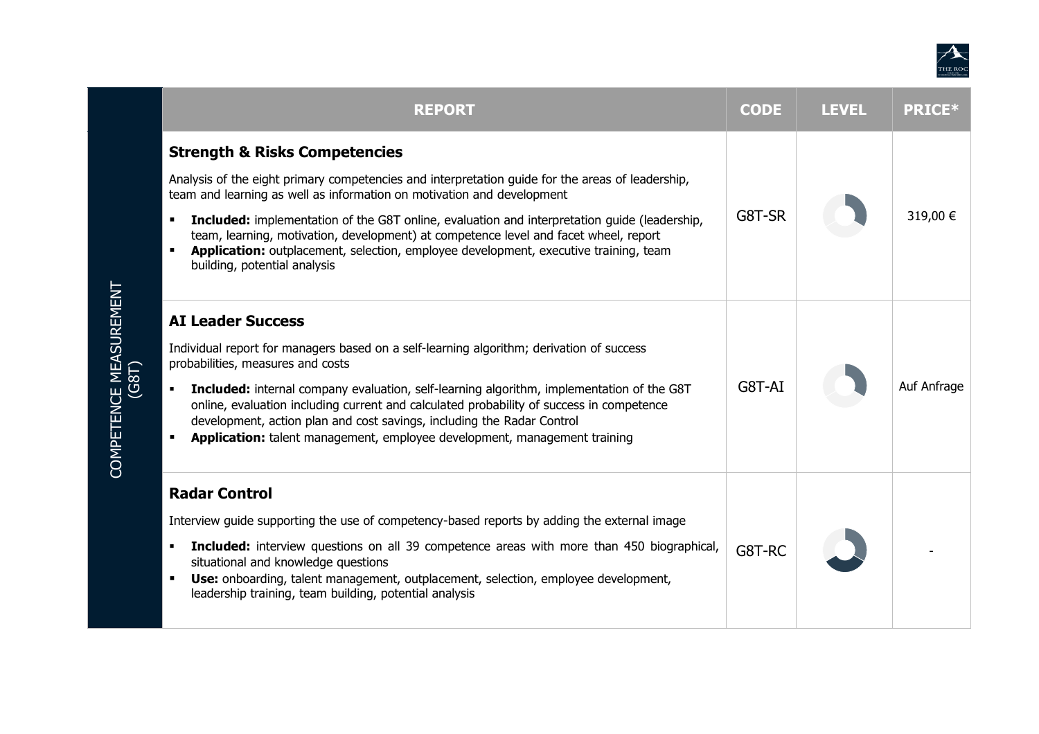| COMPETENCE MEASUREMENT (G8T) | REPORT | CODE | LEVEL | PRICE* |
|---|---|---|---|---|
| | **Strength & Risks Competencies**<br>Analysis of the eight primary competencies and interpretation guide for the areas of leadership, team and learning as well as information on motivation and development<br>▪ **Included:** implementation of the G8T online, evaluation and interpretation guide (leadership, team, learning, motivation, development) at competence level and facet wheel, report<br>▪ **Application:** outplacement, selection, employee development, executive training, team building, potential analysis | G8T-SR | | 319,00 € |
| | **AI Leader Success**<br>Individual report for managers based on a self-learning algorithm; derivation of success probabilities, measures and costs<br>▪ **Included:** internal company evaluation, self-learning algorithm, implementation of the G8T online, evaluation including current and calculated probability of success in competence development, action plan and cost savings, including the Radar Control<br>▪ **Application:** talent management, employee development, management training | G8T-AI | | Auf Anfrage |
| | **Radar Control**<br>Interview guide supporting the use of competency-based reports by adding the external image<br>▪ **Included:** interview questions on all 39 competence areas with more than 450 biographical, situational and knowledge questions<br>▪ **Use:** onboarding, talent management, outplacement, selection, employee development, leadership training, team building, potential analysis | G8T-RC | | - |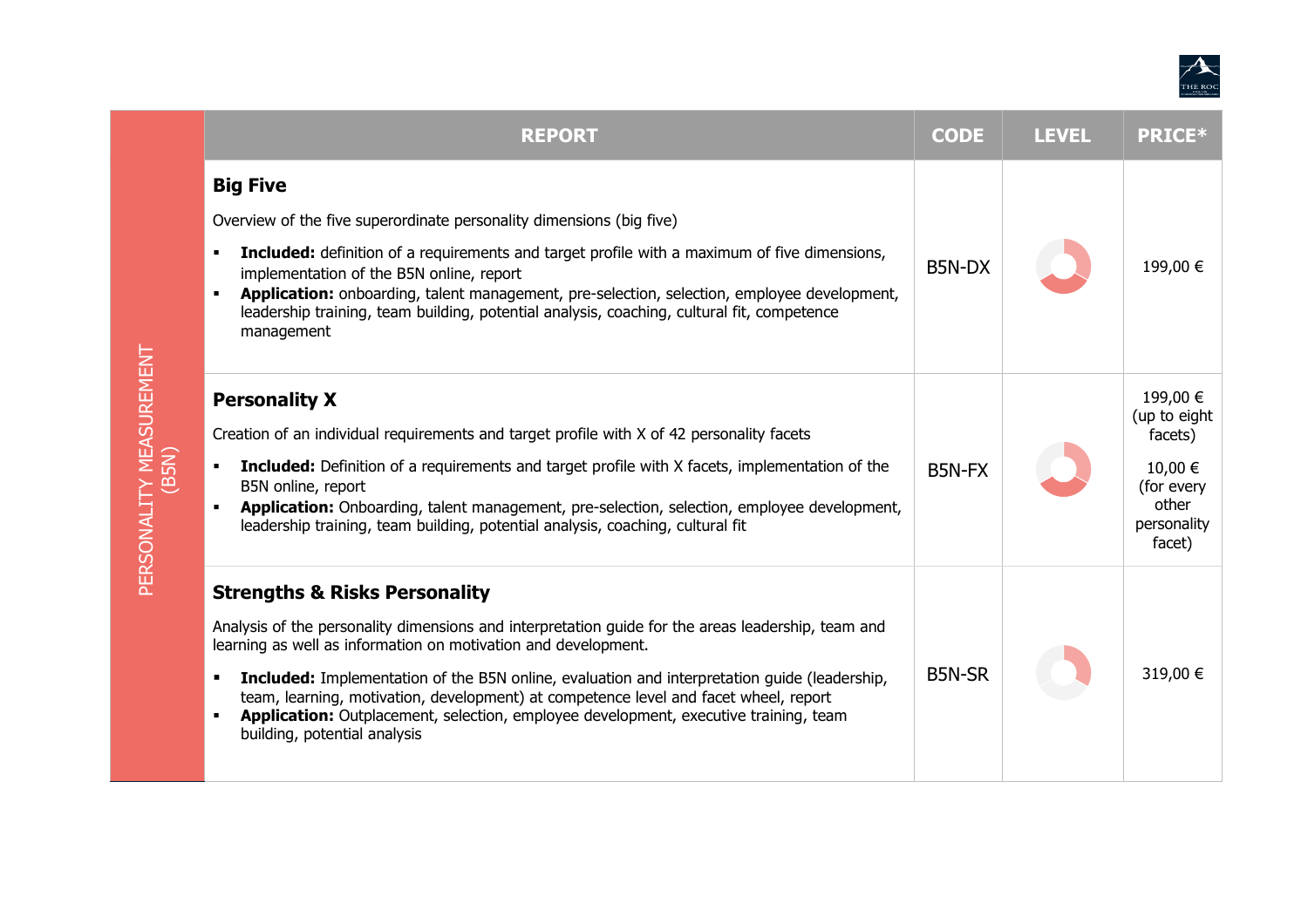| PERSONALITY MEASUREMENT (B5N) | REPORT | CODE | LEVEL | PRICE* |
|---|---|---|---|---|
| | **Big Five**<br><br>Overview of the five superordinate personality dimensions (big five)<br><br>▪ **Included:** definition of a requirements and target profile with a maximum of five dimensions, implementation of the B5N online, report<br>▪ **Application:** onboarding, talent management, pre-selection, selection, employee development, leadership training, team building, potential analysis, coaching, cultural fit, competence management | B5N-DX | | 199,00 € |
| | **Personality X**<br><br>Creation of an individual requirements and target profile with X of 42 personality facets<br><br>▪ **Included:** Definition of a requirements and target profile with X facets, implementation of the B5N online, report<br>▪ **Application:** Onboarding, talent management, pre-selection, selection, employee development, leadership training, team building, potential analysis, coaching, cultural fit | B5N-FX | | 199,00 € (up to eight facets)<br><br>10,00 € (for every other personality facet) |
| | **Strengths & Risks Personality**<br><br>Analysis of the personality dimensions and interpretation guide for the areas leadership, team and learning as well as information on motivation and development.<br><br>▪ **Included:** Implementation of the B5N online, evaluation and interpretation guide (leadership, team, learning, motivation, development) at competence level and facet wheel, report<br>▪ **Application:** Outplacement, selection, employee development, executive training, team building, potential analysis | B5N-SR | | 319,00 € |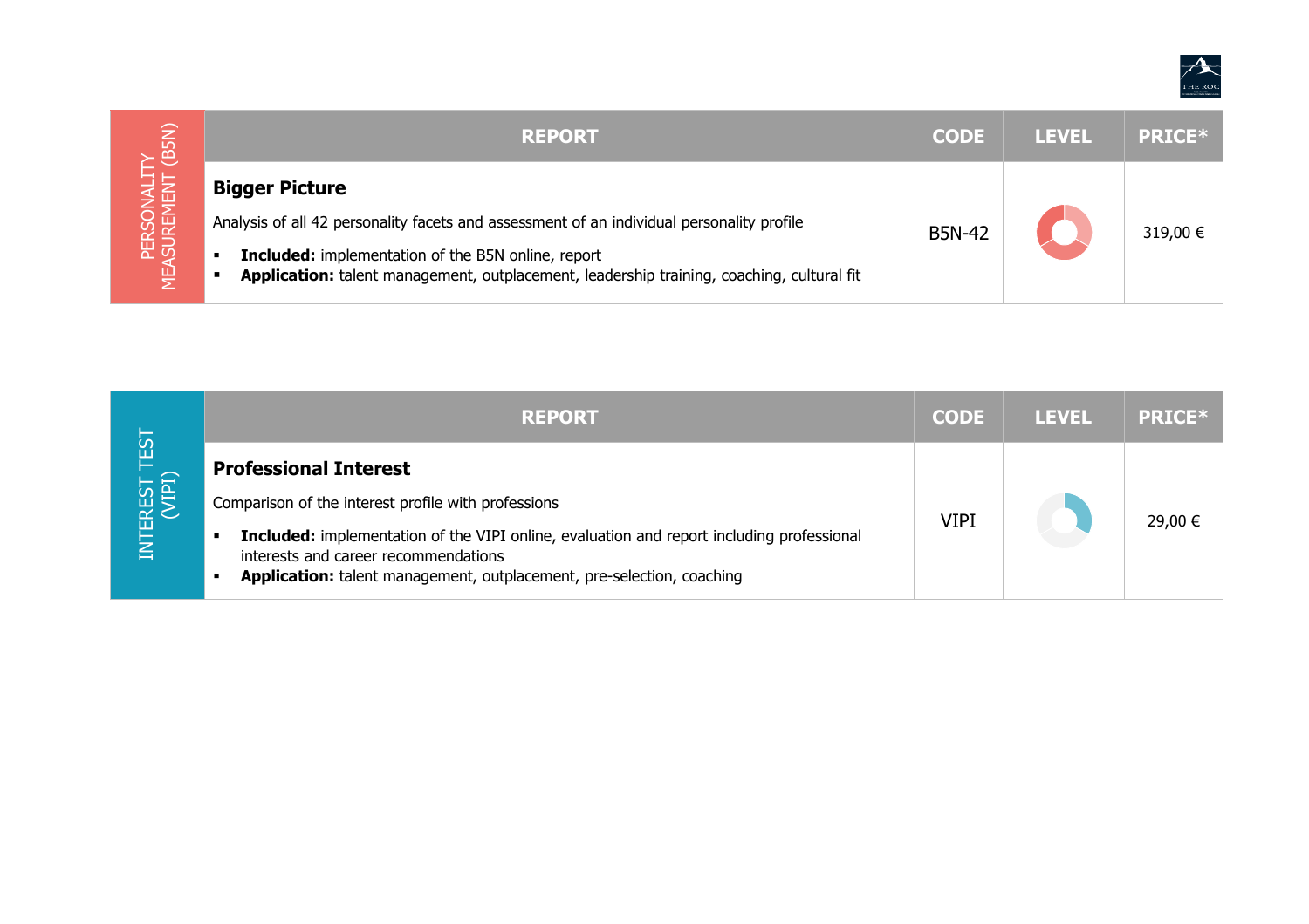| PERSONALITY MEASUREMENT (B5N) | REPORT | CODE | LEVEL | PRICE* |
|---|---|---|---|---|
| | **Bigger Picture**<br>Analysis of all 42 personality facets and assessment of an individual personality profile<br>▪ **Included:** implementation of the B5N online, report<br>▪ **Application:** talent management, outplacement, leadership training, coaching, cultural fit | B5N-42 | | 319,00 € |

| INTEREST TEST (VIPI) | REPORT | CODE | LEVEL | PRICE* |
|---|---|---|---|---|
| | **Professional Interest**<br>Comparison of the interest profile with professions<br>▪ **Included:** implementation of the VIPI online, evaluation and report including professional interests and career recommendations<br>▪ **Application:** talent management, outplacement, pre-selection, coaching | VIPI | | 29,00 € |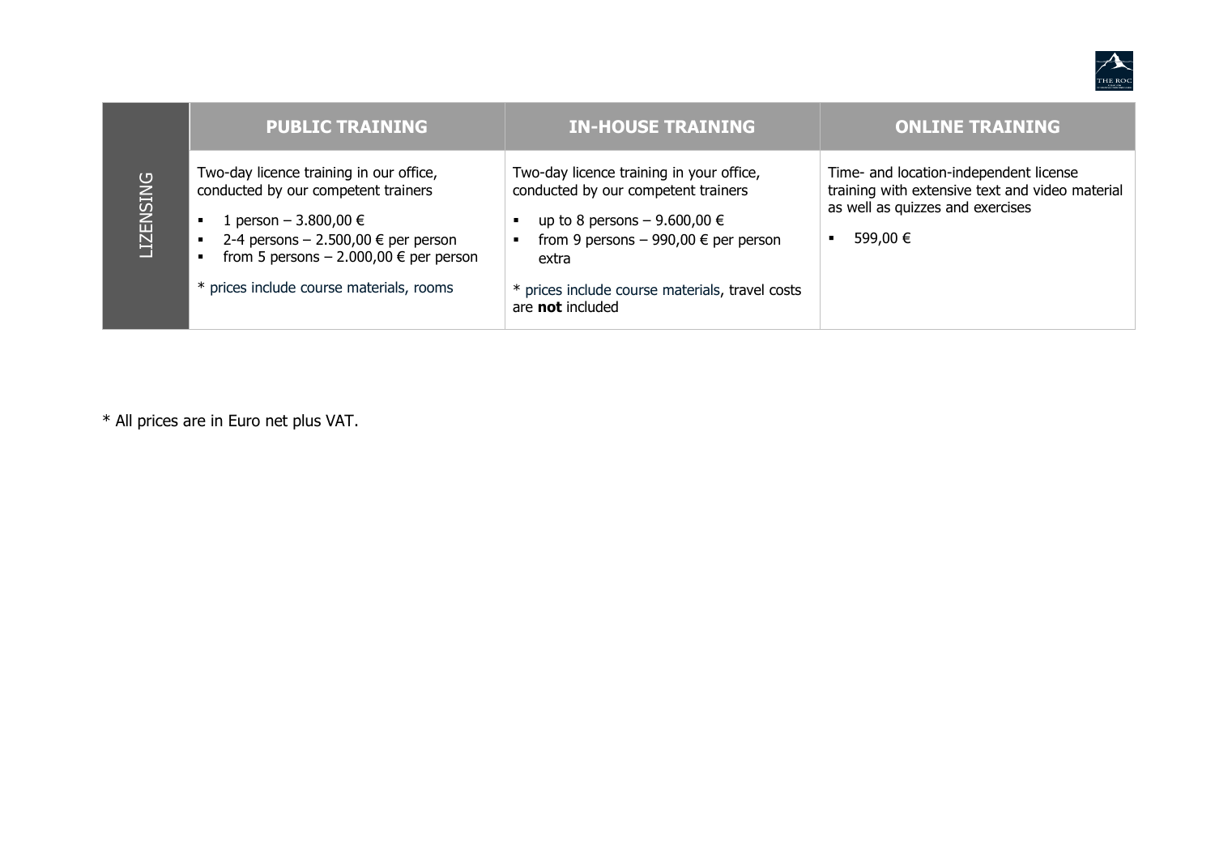| | PUBLIC TRAINING | IN-HOUSE TRAINING | ONLINE TRAINING |
|---|---|---|---|
| LIZENSING | Two-day licence training in our office, conducted by our competent trainers<br>▪ 1 person – 3.800,00 €<br>▪ 2-4 persons – 2.500,00 € per person<br>▪ from 5 persons – 2.000,00 € per person<br>* prices include course materials, rooms | Two-day licence training in your office, conducted by our competent trainers<br>▪ up to 8 persons – 9.600,00 €<br>▪ from 9 persons – 990,00 € per person extra<br>* prices include course materials, travel costs are **not** included | Time- and location-independent license training with extensive text and video material as well as quizzes and exercises<br>▪ 599,00 € |

* All prices are in Euro net plus VAT.